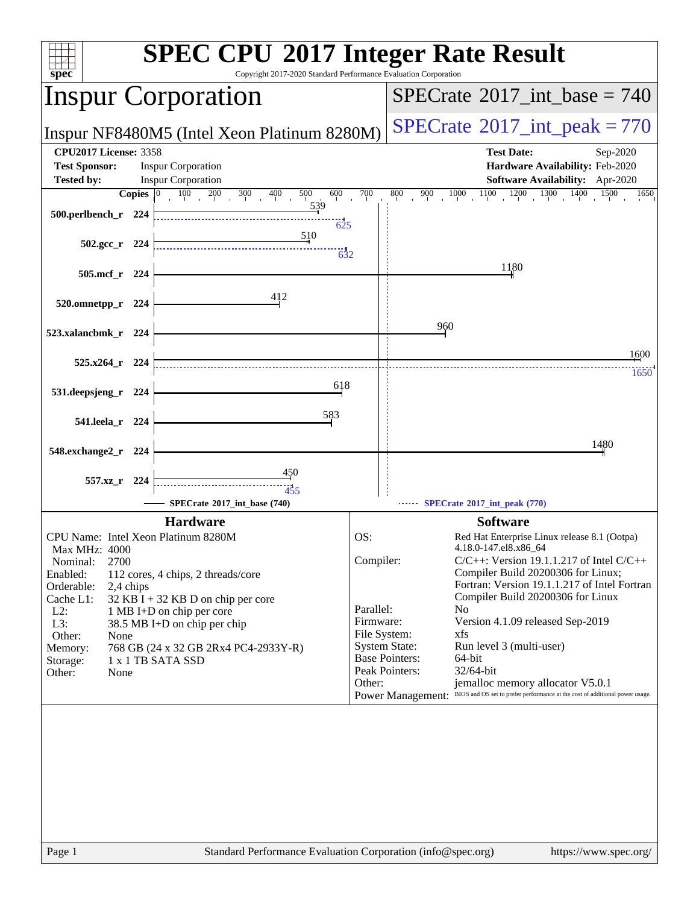# SPEC CPU 2017 Integer Rate Result

Copyright 2017-2020 Standard Performance Evaluation Corporation

## Inspur Corporation

Inspur NF8480M5 (Intel Xeon Platinum 8280M)

SPECrate 2017_int_base = 740

SPECrate 2017_int_peak = 770

**CPU2017 License:** 3358
**Test Sponsor:** Inspur Corporation
**Tested by:** Inspur Corporation

**Test Date:** Sep-2020
**Hardware Availability:** Feb-2020
**Software Availability:** Apr-2020

| Benchmark | Copies | Base | Peak |
|---|---|---|---|
| 500.perlbench_r | 224 | 539 | 625 |
| 502.gcc_r | 224 | 510 | 632 |
| 505.mcf_r | 224 | 1180 | |
| 520.omnetpp_r | 224 | 412 | |
| 523.xalancbmk_r | 224 | 960 | |
| 525.x264_r | 224 | 1600 | 1650 |
| 531.deepsjeng_r | 224 | 618 | |
| 541.leela_r | 224 | 583 | |
| 548.exchange2_r | 224 | 1480 | |
| 557.xz_r | 224 | 450 | 455 |

SPECrate 2017_int_base (740) — SPECrate 2017_int_peak (770)

### Hardware

| | |
|---|---|
| CPU Name: | Intel Xeon Platinum 8280M |
| Max MHz: | 4000 |
| Nominal: | 2700 |
| Enabled: | 112 cores, 4 chips, 2 threads/core |
| Orderable: | 2,4 chips |
| Cache L1: | 32 KB I + 32 KB D on chip per core |
| L2: | 1 MB I+D on chip per core |
| L3: | 38.5 MB I+D on chip per chip |
| Other: | None |
| Memory: | 768 GB (24 x 32 GB 2Rx4 PC4-2933Y-R) |
| Storage: | 1 x 1 TB SATA SSD |
| Other: | None |

### Software

| | |
|---|---|
| OS: | Red Hat Enterprise Linux release 8.1 (Ootpa) 4.18.0-147.el8.x86_64 |
| Compiler: | C/C++: Version 19.1.1.217 of Intel C/C++ Compiler Build 20200306 for Linux; Fortran: Version 19.1.1.217 of Intel Fortran Compiler Build 20200306 for Linux |
| Parallel: | No |
| Firmware: | Version 4.1.09 released Sep-2019 |
| File System: | xfs |
| System State: | Run level 3 (multi-user) |
| Base Pointers: | 64-bit |
| Peak Pointers: | 32/64-bit |
| Other: | jemalloc memory allocator V5.0.1 |
| Power Management: | BIOS and OS set to prefer performance at the cost of additional power usage. |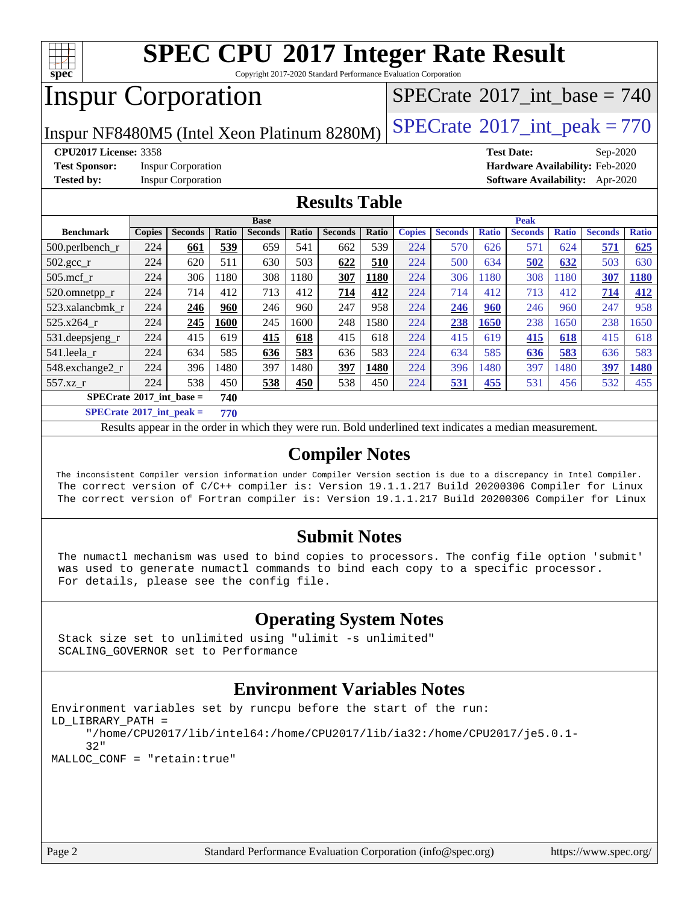# SPEC CPU 2017 Integer Rate Result

Copyright 2017-2020 Standard Performance Evaluation Corporation

## Inspur Corporation

Inspur NF8480M5 (Intel Xeon Platinum 8280M)

SPECrate 2017_int_base = 740

SPECrate 2017_int_peak = 770

**CPU2017 License:** 3358
**Test Sponsor:** Inspur Corporation
**Tested by:** Inspur Corporation

**Test Date:** Sep-2020
**Hardware Availability:** Feb-2020
**Software Availability:** Apr-2020

## Results Table

| Benchmark | Base | | | | | | | Peak | | | | | | |
|---|---|---|---|---|---|---|---|---|---|---|---|---|---|---|
| | Copies | Seconds | Ratio | Seconds | Ratio | Seconds | Ratio | Copies | Seconds | Ratio | Seconds | Ratio | Seconds | Ratio |
| 500.perlbench_r | 224 | **661** | **539** | 659 | 541 | 662 | 539 | 224 | 570 | 626 | 571 | 624 | **571** | **625** |
| 502.gcc_r | 224 | 620 | 511 | 630 | 503 | **622** | **510** | 224 | 500 | 634 | **502** | **632** | 503 | 630 |
| 505.mcf_r | 224 | 306 | 1180 | 308 | 1180 | **307** | **1180** | 224 | 306 | 1180 | 308 | 1180 | **307** | **1180** |
| 520.omnetpp_r | 224 | 714 | 412 | 713 | 412 | **714** | **412** | 224 | 714 | 412 | 713 | 412 | **714** | **412** |
| 523.xalancbmk_r | 224 | **246** | **960** | 246 | 960 | 247 | 958 | 224 | **246** | **960** | 246 | 960 | 247 | 958 |
| 525.x264_r | 224 | **245** | **1600** | 245 | 1600 | 248 | 1580 | 224 | **238** | **1650** | 238 | 1650 | 238 | 1650 |
| 531.deepsjeng_r | 224 | 415 | 619 | **415** | **618** | 415 | 618 | 224 | 415 | 619 | **415** | **618** | 415 | 618 |
| 541.leela_r | 224 | 634 | 585 | **636** | **583** | 636 | 583 | 224 | 634 | 585 | **636** | **583** | 636 | 583 |
| 548.exchange2_r | 224 | 396 | 1480 | 397 | 1480 | **397** | **1480** | 224 | 396 | 1480 | 397 | 1480 | **397** | **1480** |
| 557.xz_r | 224 | 538 | 450 | **538** | **450** | 538 | 450 | 224 | **531** | **455** | 531 | 456 | 532 | 455 |

**SPECrate 2017_int_base = 740**

**SPECrate 2017_int_peak = 770**

Results appear in the order in which they were run. Bold underlined text indicates a median measurement.

## Compiler Notes

```
The inconsistent Compiler version information under Compiler Version section is due to a discrepancy in Intel Compiler.
The correct version of C/C++ compiler is: Version 19.1.1.217 Build 20200306 Compiler for Linux
The correct version of Fortran compiler is: Version 19.1.1.217 Build 20200306 Compiler for Linux
```

## Submit Notes

```
The numactl mechanism was used to bind copies to processors. The config file option 'submit'
was used to generate numactl commands to bind each copy to a specific processor.
For details, please see the config file.
```

## Operating System Notes

```
Stack size set to unlimited using "ulimit -s unlimited"
SCALING_GOVERNOR set to Performance
```

## Environment Variables Notes

```
Environment variables set by runcpu before the start of the run:
LD_LIBRARY_PATH =
     "/home/CPU2017/lib/intel64:/home/CPU2017/lib/ia32:/home/CPU2017/je5.0.1-
     32"
MALLOC_CONF = "retain:true"
```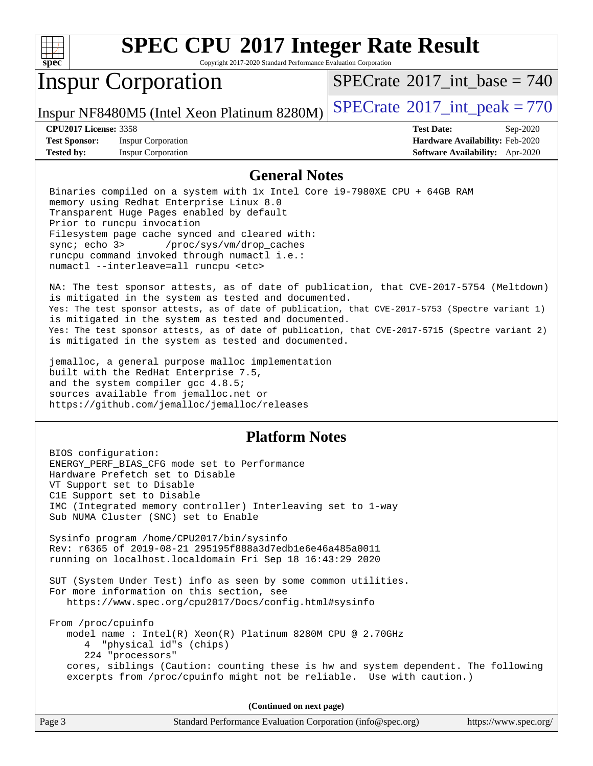# SPEC CPU 2017 Integer Rate Result

Copyright 2017-2020 Standard Performance Evaluation Corporation

## Inspur Corporation

Inspur NF8480M5 (Intel Xeon Platinum 8280M)

SPECrate 2017_int_base = 740

SPECrate 2017_int_peak = 770

**CPU2017 License:** 3358
**Test Sponsor:** Inspur Corporation
**Tested by:** Inspur Corporation

**Test Date:** Sep-2020
**Hardware Availability:** Feb-2020
**Software Availability:** Apr-2020

## General Notes

```
Binaries compiled on a system with 1x Intel Core i9-7980XE CPU + 64GB RAM
memory using Redhat Enterprise Linux 8.0
Transparent Huge Pages enabled by default
Prior to runcpu invocation
Filesystem page cache synced and cleared with:
sync; echo 3>       /proc/sys/vm/drop_caches
runcpu command invoked through numactl i.e.:
numactl --interleave=all runcpu <etc>

NA: The test sponsor attests, as of date of publication, that CVE-2017-5754 (Meltdown)
is mitigated in the system as tested and documented.
Yes: The test sponsor attests, as of date of publication, that CVE-2017-5753 (Spectre variant 1)
is mitigated in the system as tested and documented.
Yes: The test sponsor attests, as of date of publication, that CVE-2017-5715 (Spectre variant 2)
is mitigated in the system as tested and documented.

jemalloc, a general purpose malloc implementation
built with the RedHat Enterprise 7.5,
and the system compiler gcc 4.8.5;
sources available from jemalloc.net or
https://github.com/jemalloc/jemalloc/releases
```

## Platform Notes

```
BIOS configuration:
ENERGY_PERF_BIAS_CFG mode set to Performance
Hardware Prefetch set to Disable
VT Support set to Disable
C1E Support set to Disable
IMC (Integrated memory controller) Interleaving set to 1-way
Sub NUMA Cluster (SNC) set to Enable

Sysinfo program /home/CPU2017/bin/sysinfo
Rev: r6365 of 2019-08-21 295195f888a3d7edb1e6e46a485a0011
running on localhost.localdomain Fri Sep 18 16:43:29 2020

SUT (System Under Test) info as seen by some common utilities.
For more information on this section, see
   https://www.spec.org/cpu2017/Docs/config.html#sysinfo

From /proc/cpuinfo
   model name : Intel(R) Xeon(R) Platinum 8280M CPU @ 2.70GHz
      4  "physical id"s (chips)
      224 "processors"
   cores, siblings (Caution: counting these is hw and system dependent. The following
   excerpts from /proc/cpuinfo might not be reliable.  Use with caution.)
```

**(Continued on next page)**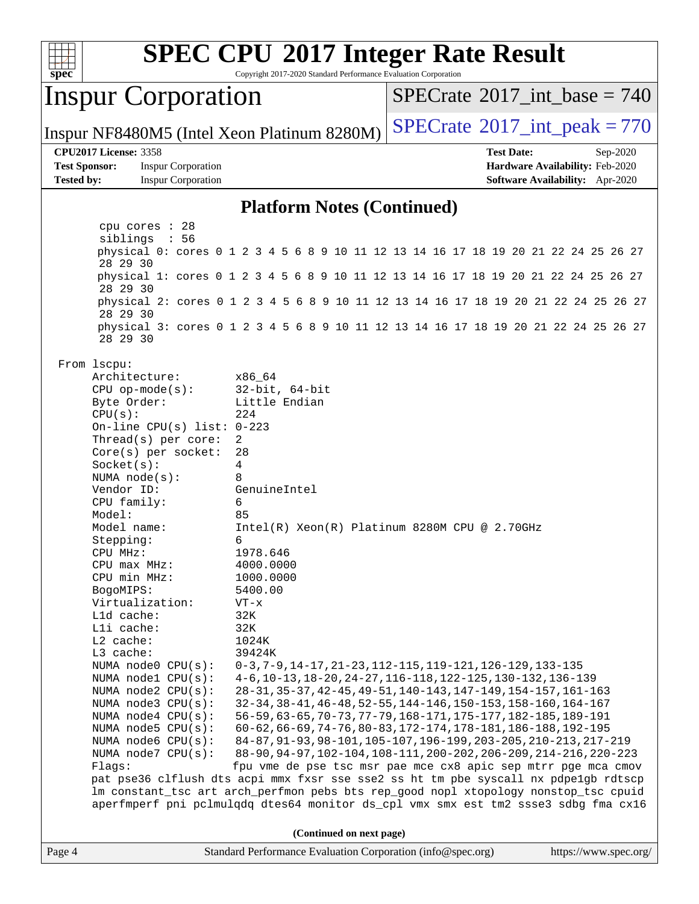## Platform Notes (Continued)

```
   cpu cores : 28
   siblings  : 56
   physical 0: cores 0 1 2 3 4 5 6 8 9 10 11 12 13 14 16 17 18 19 20 21 22 24 25 26 27
   28 29 30
   physical 1: cores 0 1 2 3 4 5 6 8 9 10 11 12 13 14 16 17 18 19 20 21 22 24 25 26 27
   28 29 30
   physical 2: cores 0 1 2 3 4 5 6 8 9 10 11 12 13 14 16 17 18 19 20 21 22 24 25 26 27
   28 29 30
   physical 3: cores 0 1 2 3 4 5 6 8 9 10 11 12 13 14 16 17 18 19 20 21 22 24 25 26 27
   28 29 30

From lscpu:
   Architecture:          x86_64
   CPU op-mode(s):        32-bit, 64-bit
   Byte Order:            Little Endian
   CPU(s):                224
   On-line CPU(s) list:   0-223
   Thread(s) per core:    2
   Core(s) per socket:    28
   Socket(s):             4
   NUMA node(s):          8
   Vendor ID:             GenuineIntel
   CPU family:            6
   Model:                 85
   Model name:            Intel(R) Xeon(R) Platinum 8280M CPU @ 2.70GHz
   Stepping:              6
   CPU MHz:               1978.646
   CPU max MHz:           4000.0000
   CPU min MHz:           1000.0000
   BogoMIPS:              5400.00
   Virtualization:        VT-x
   L1d cache:             32K
   L1i cache:             32K
   L2 cache:              1024K
   L3 cache:              39424K
   NUMA node0 CPU(s):     0-3,7-9,14-17,21-23,112-115,119-121,126-129,133-135
   NUMA node1 CPU(s):     4-6,10-13,18-20,24-27,116-118,122-125,130-132,136-139
   NUMA node2 CPU(s):     28-31,35-37,42-45,49-51,140-143,147-149,154-157,161-163
   NUMA node3 CPU(s):     32-34,38-41,46-48,52-55,144-146,150-153,158-160,164-167
   NUMA node4 CPU(s):     56-59,63-65,70-73,77-79,168-171,175-177,182-185,189-191
   NUMA node5 CPU(s):     60-62,66-69,74-76,80-83,172-174,178-181,186-188,192-195
   NUMA node6 CPU(s):     84-87,91-93,98-101,105-107,196-199,203-205,210-213,217-219
   NUMA node7 CPU(s):     88-90,94-97,102-104,108-111,200-202,206-209,214-216,220-223
   Flags:                 fpu vme de pse tsc msr pae mce cx8 apic sep mtrr pge mca cmov
   pat pse36 clflush dts acpi mmx fxsr sse sse2 ss ht tm pbe syscall nx pdpe1gb rdtscp
   lm constant_tsc art arch_perfmon pebs bts rep_good nopl xtopology nonstop_tsc cpuid
   aperfmperf pni pclmulqdq dtes64 monitor ds_cpl vmx smx est tm2 ssse3 sdbg fma cx16
```

(Continued on next page)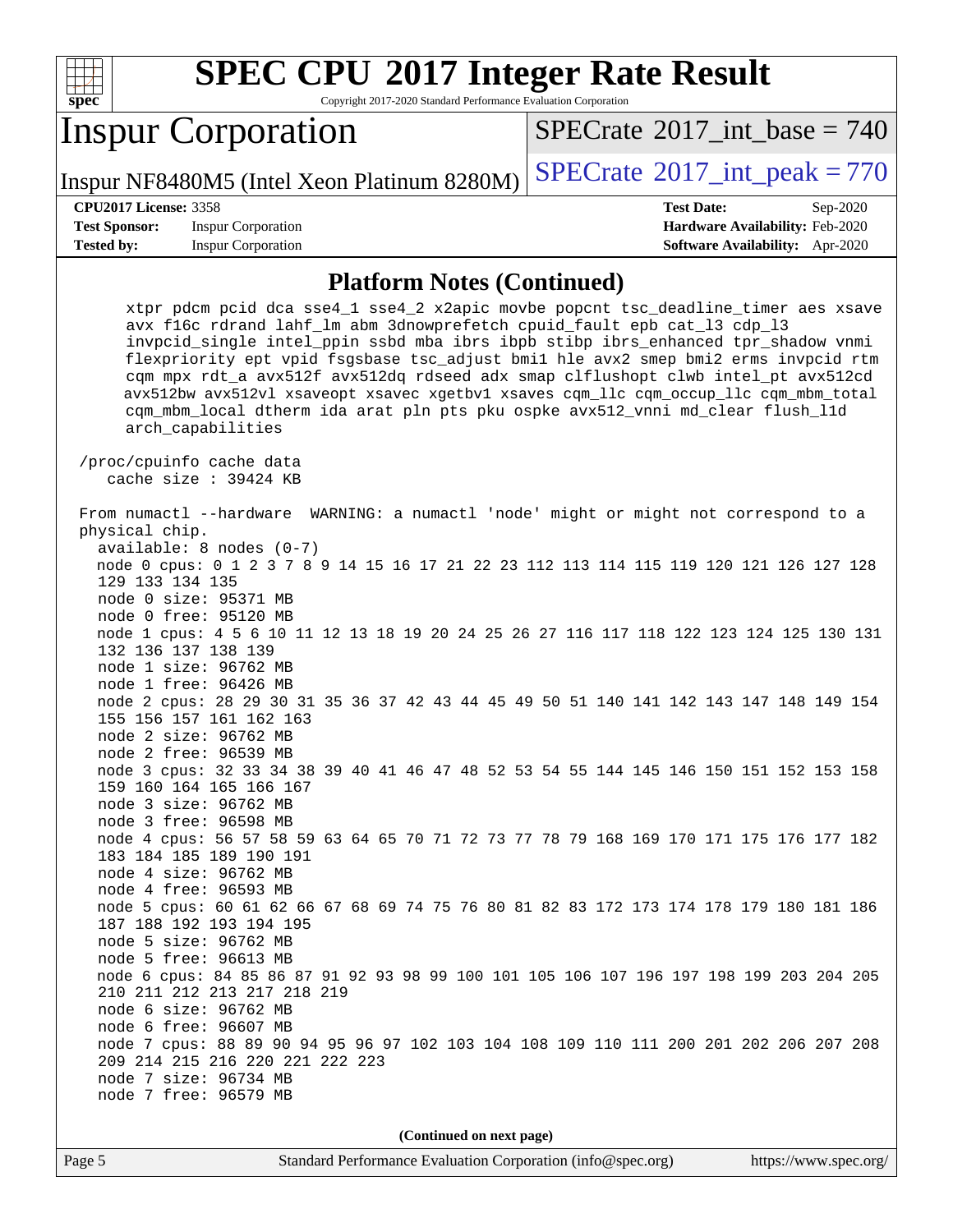## Platform Notes (Continued)

```
    xtpr pdcm pcid dca sse4_1 sse4_2 x2apic movbe popcnt tsc_deadline_timer aes xsave
    avx f16c rdrand lahf_lm abm 3dnowprefetch cpuid_fault epb cat_l3 cdp_l3
    invpcid_single intel_ppin ssbd mba ibrs ibpb stibp ibrs_enhanced tpr_shadow vnmi
    flexpriority ept vpid fsgsbase tsc_adjust bmi1 hle avx2 smep bmi2 erms invpcid rtm
    cqm mpx rdt_a avx512f avx512dq rdseed adx smap clflushopt clwb intel_pt avx512cd
    avx512bw avx512vl xsaveopt xsavec xgetbv1 xsaves cqm_llc cqm_occup_llc cqm_mbm_total
    cqm_mbm_local dtherm ida arat pln pts pku ospke avx512_vnni md_clear flush_l1d
    arch_capabilities

/proc/cpuinfo cache data
   cache size : 39424 KB

From numactl --hardware  WARNING: a numactl 'node' might or might not correspond to a
physical chip.
  available: 8 nodes (0-7)
  node 0 cpus: 0 1 2 3 7 8 9 14 15 16 17 21 22 23 112 113 114 115 119 120 121 126 127 128
  129 133 134 135
  node 0 size: 95371 MB
  node 0 free: 95120 MB
  node 1 cpus: 4 5 6 10 11 12 13 18 19 20 24 25 26 27 116 117 118 122 123 124 125 130 131
  132 136 137 138 139
  node 1 size: 96762 MB
  node 1 free: 96426 MB
  node 2 cpus: 28 29 30 31 35 36 37 42 43 44 45 49 50 51 140 141 142 143 147 148 149 154
  155 156 157 161 162 163
  node 2 size: 96762 MB
  node 2 free: 96539 MB
  node 3 cpus: 32 33 34 38 39 40 41 46 47 48 52 53 54 55 144 145 146 150 151 152 153 158
  159 160 164 165 166 167
  node 3 size: 96762 MB
  node 3 free: 96598 MB
  node 4 cpus: 56 57 58 59 63 64 65 70 71 72 73 77 78 79 168 169 170 171 175 176 177 182
  183 184 185 189 190 191
  node 4 size: 96762 MB
  node 4 free: 96593 MB
  node 5 cpus: 60 61 62 66 67 68 69 74 75 76 80 81 82 83 172 173 174 178 179 180 181 186
  187 188 192 193 194 195
  node 5 size: 96762 MB
  node 5 free: 96613 MB
  node 6 cpus: 84 85 86 87 91 92 93 98 99 100 101 105 106 107 196 197 198 199 203 204 205
  210 211 212 213 217 218 219
  node 6 size: 96762 MB
  node 6 free: 96607 MB
  node 7 cpus: 88 89 90 94 95 96 97 102 103 104 108 109 110 111 200 201 202 206 207 208
  209 214 215 216 220 221 222 223
  node 7 size: 96734 MB
  node 7 free: 96579 MB
```

(Continued on next page)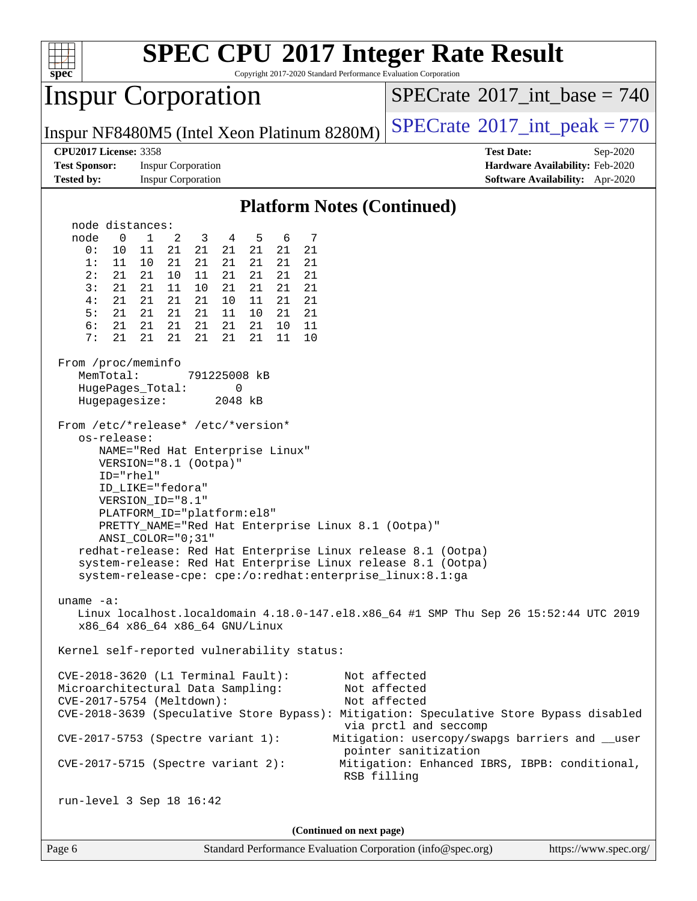# SPEC CPU 2017 Integer Rate Result

Copyright 2017-2020 Standard Performance Evaluation Corporation

## Inspur Corporation

Inspur NF8480M5 (Intel Xeon Platinum 8280M)

SPECrate 2017_int_base = 740

SPECrate 2017_int_peak = 770

**CPU2017 License:** 3358
**Test Sponsor:** Inspur Corporation
**Tested by:** Inspur Corporation

**Test Date:** Sep-2020
**Hardware Availability:** Feb-2020
**Software Availability:** Apr-2020

### Platform Notes (Continued)

```
  node distances:
  node   0   1   2   3   4   5   6   7
    0:  10  11  21  21  21  21  21  21
    1:  11  10  21  21  21  21  21  21
    2:  21  21  10  11  21  21  21  21
    3:  21  21  11  10  21  21  21  21
    4:  21  21  21  21  10  11  21  21
    5:  21  21  21  21  11  10  21  21
    6:  21  21  21  21  21  21  10  11
    7:  21  21  21  21  21  21  11  10

 From /proc/meminfo
    MemTotal:       791225008 kB
    HugePages_Total:       0
    Hugepagesize:       2048 kB

 From /etc/*release* /etc/*version*
    os-release:
       NAME="Red Hat Enterprise Linux"
       VERSION="8.1 (Ootpa)"
       ID="rhel"
       ID_LIKE="fedora"
       VERSION_ID="8.1"
       PLATFORM_ID="platform:el8"
       PRETTY_NAME="Red Hat Enterprise Linux 8.1 (Ootpa)"
       ANSI_COLOR="0;31"
    redhat-release: Red Hat Enterprise Linux release 8.1 (Ootpa)
    system-release: Red Hat Enterprise Linux release 8.1 (Ootpa)
    system-release-cpe: cpe:/o:redhat:enterprise_linux:8.1:ga

 uname -a:
    Linux localhost.localdomain 4.18.0-147.el8.x86_64 #1 SMP Thu Sep 26 15:52:44 UTC 2019
    x86_64 x86_64 x86_64 GNU/Linux

 Kernel self-reported vulnerability status:

 CVE-2018-3620 (L1 Terminal Fault):        Not affected
 Microarchitectural Data Sampling:         Not affected
 CVE-2017-5754 (Meltdown):                 Not affected
 CVE-2018-3639 (Speculative Store Bypass): Mitigation: Speculative Store Bypass disabled
                                           via prctl and seccomp
 CVE-2017-5753 (Spectre variant 1):       Mitigation: usercopy/swapgs barriers and __user
                                           pointer sanitization
 CVE-2017-5715 (Spectre variant 2):        Mitigation: Enhanced IBRS, IBPB: conditional,
                                           RSB filling

 run-level 3 Sep 18 16:42
```

(Continued on next page)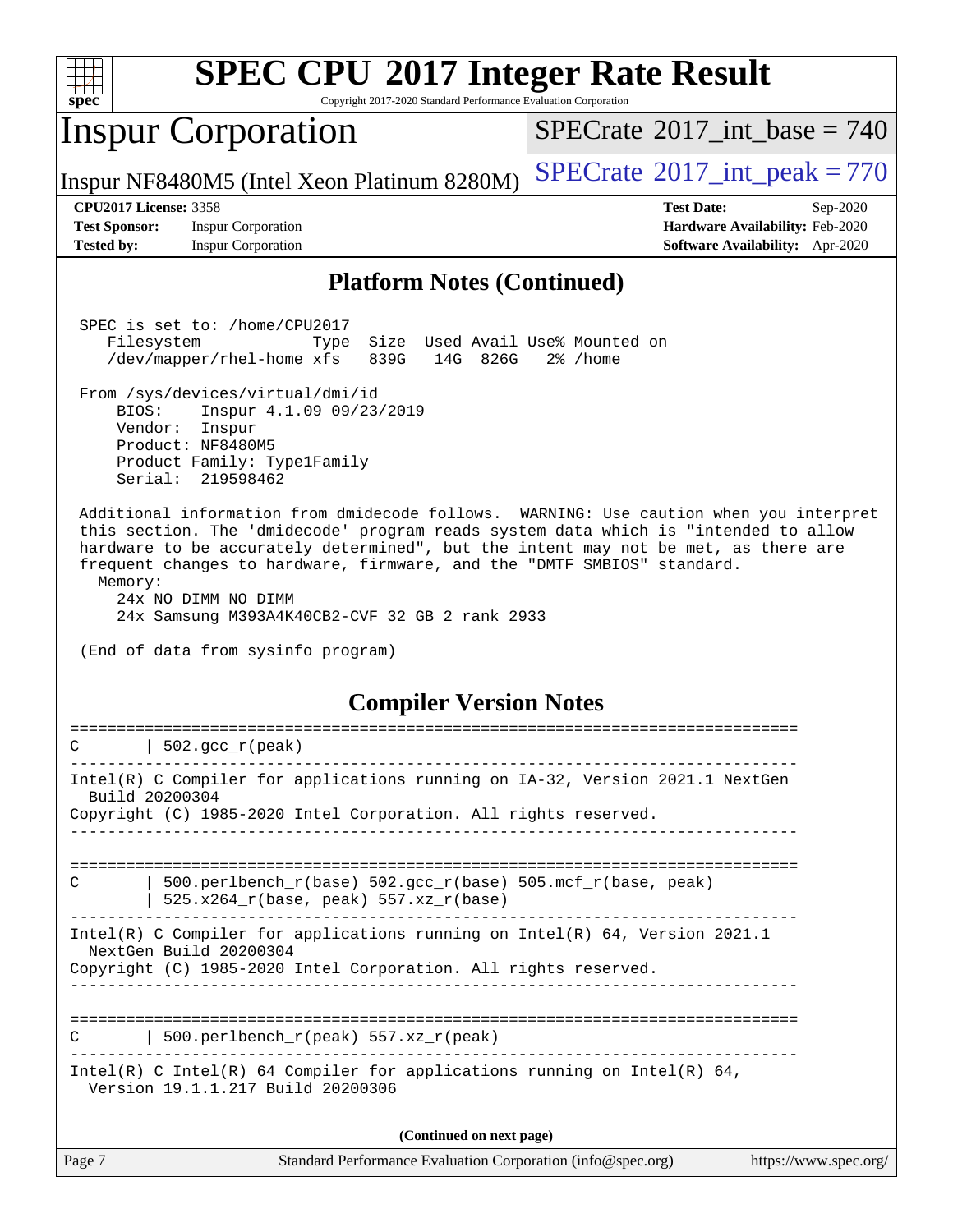## Platform Notes (Continued)

```
 SPEC is set to: /home/CPU2017
    Filesystem            Type  Size  Used Avail Use% Mounted on
    /dev/mapper/rhel-home xfs   839G   14G  826G   2% /home

 From /sys/devices/virtual/dmi/id
     BIOS:    Inspur 4.1.09 09/23/2019
     Vendor:  Inspur
     Product: NF8480M5
     Product Family: Type1Family
     Serial:  219598462

 Additional information from dmidecode follows.  WARNING: Use caution when you interpret
 this section. The 'dmidecode' program reads system data which is "intended to allow
 hardware to be accurately determined", but the intent may not be met, as there are
 frequent changes to hardware, firmware, and the "DMTF SMBIOS" standard.
   Memory:
     24x NO DIMM NO DIMM
     24x Samsung M393A4K40CB2-CVF 32 GB 2 rank 2933

 (End of data from sysinfo program)
```

## Compiler Version Notes

```
==============================================================================
C       | 502.gcc_r(peak)
------------------------------------------------------------------------------
Intel(R) C Compiler for applications running on IA-32, Version 2021.1 NextGen
  Build 20200304
Copyright (C) 1985-2020 Intel Corporation. All rights reserved.
------------------------------------------------------------------------------

==============================================================================
C       | 500.perlbench_r(base) 502.gcc_r(base) 505.mcf_r(base, peak)
        | 525.x264_r(base, peak) 557.xz_r(base)
------------------------------------------------------------------------------
Intel(R) C Compiler for applications running on Intel(R) 64, Version 2021.1
  NextGen Build 20200304
Copyright (C) 1985-2020 Intel Corporation. All rights reserved.
------------------------------------------------------------------------------

==============================================================================
C       | 500.perlbench_r(peak) 557.xz_r(peak)
------------------------------------------------------------------------------
Intel(R) C Intel(R) 64 Compiler for applications running on Intel(R) 64,
  Version 19.1.1.217 Build 20200306
```

(Continued on next page)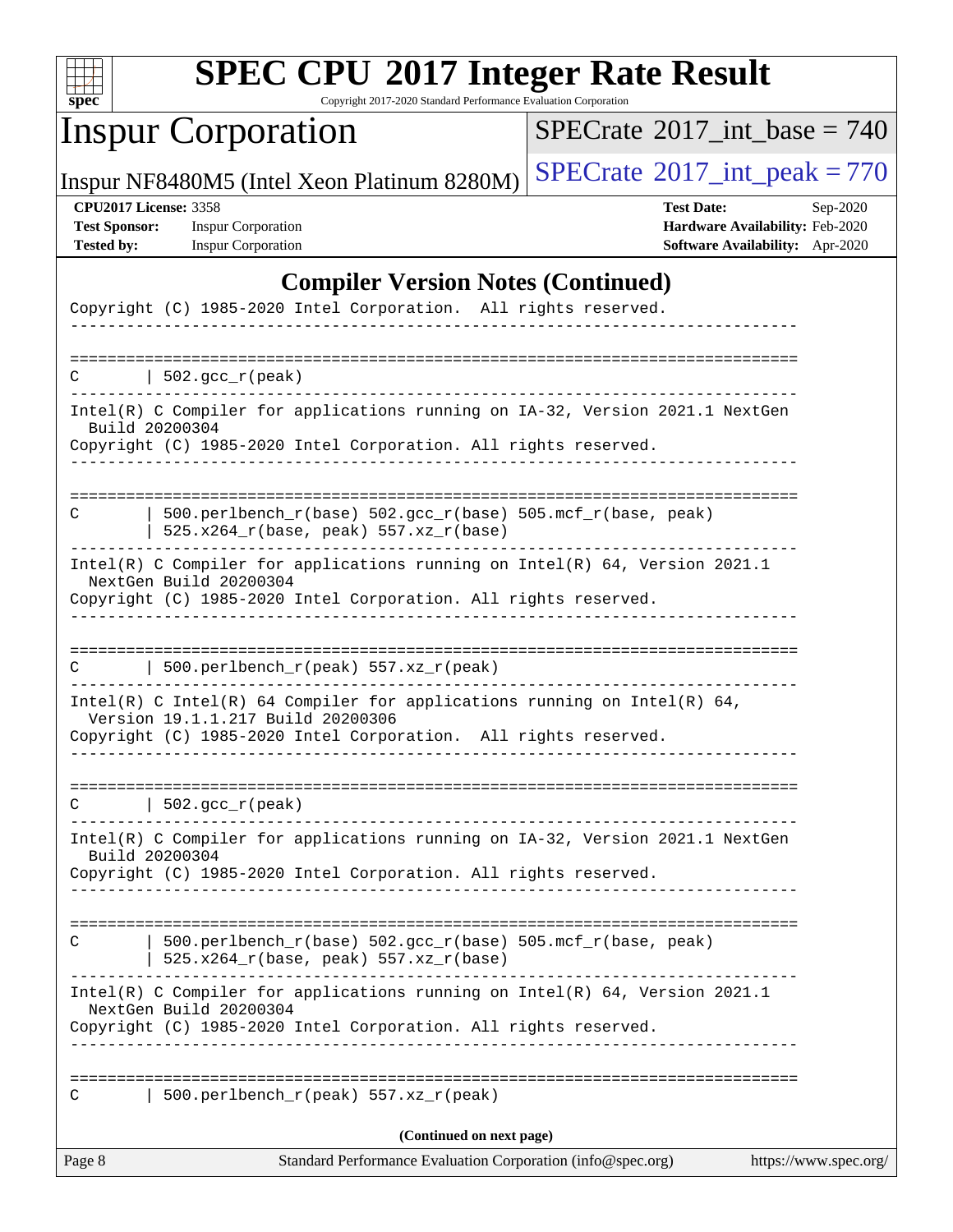## Compiler Version Notes (Continued)

```
Copyright (C) 1985-2020 Intel Corporation.  All rights reserved.
------------------------------------------------------------------------------

==============================================================================
C       | 502.gcc_r(peak)
------------------------------------------------------------------------------
Intel(R) C Compiler for applications running on IA-32, Version 2021.1 NextGen
  Build 20200304
Copyright (C) 1985-2020 Intel Corporation. All rights reserved.
------------------------------------------------------------------------------

==============================================================================
C       | 500.perlbench_r(base) 502.gcc_r(base) 505.mcf_r(base, peak)
        | 525.x264_r(base, peak) 557.xz_r(base)
------------------------------------------------------------------------------
Intel(R) C Compiler for applications running on Intel(R) 64, Version 2021.1
  NextGen Build 20200304
Copyright (C) 1985-2020 Intel Corporation. All rights reserved.
------------------------------------------------------------------------------

==============================================================================
C       | 500.perlbench_r(peak) 557.xz_r(peak)
------------------------------------------------------------------------------
Intel(R) C Intel(R) 64 Compiler for applications running on Intel(R) 64,
  Version 19.1.1.217 Build 20200306
Copyright (C) 1985-2020 Intel Corporation.  All rights reserved.
------------------------------------------------------------------------------

==============================================================================
C       | 502.gcc_r(peak)
------------------------------------------------------------------------------
Intel(R) C Compiler for applications running on IA-32, Version 2021.1 NextGen
  Build 20200304
Copyright (C) 1985-2020 Intel Corporation. All rights reserved.
------------------------------------------------------------------------------

==============================================================================
C       | 500.perlbench_r(base) 502.gcc_r(base) 505.mcf_r(base, peak)
        | 525.x264_r(base, peak) 557.xz_r(base)
------------------------------------------------------------------------------
Intel(R) C Compiler for applications running on Intel(R) 64, Version 2021.1
  NextGen Build 20200304
Copyright (C) 1985-2020 Intel Corporation. All rights reserved.
------------------------------------------------------------------------------

==============================================================================
C       | 500.perlbench_r(peak) 557.xz_r(peak)
```

(Continued on next page)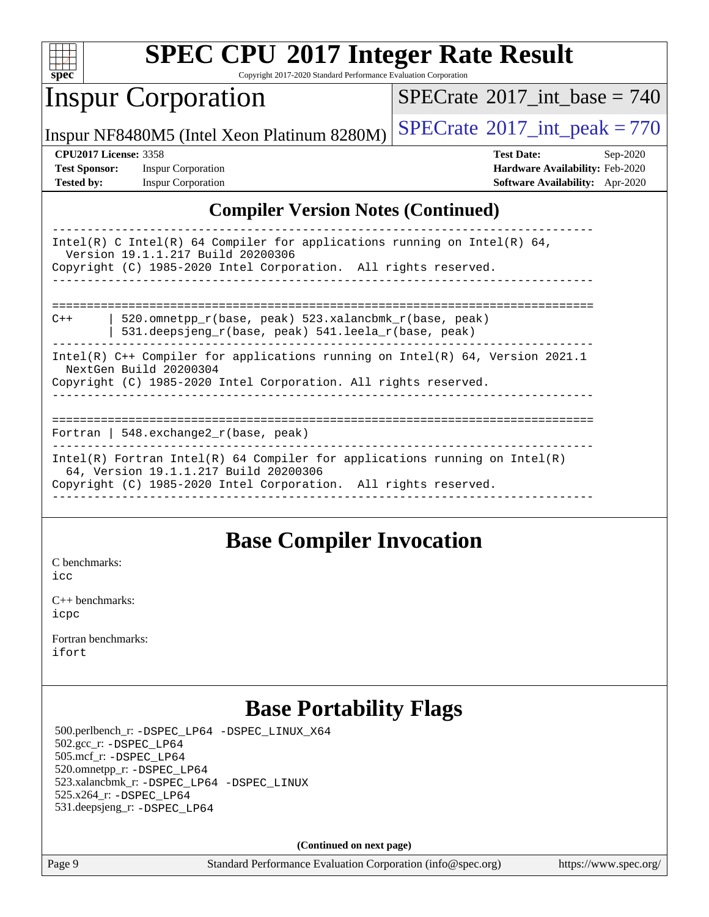# SPEC CPU 2017 Integer Rate Result

Copyright 2017-2020 Standard Performance Evaluation Corporation

## Inspur Corporation

Inspur NF8480M5 (Intel Xeon Platinum 8280M)

SPECrate 2017_int_base = 740

SPECrate 2017_int_peak = 770

**CPU2017 License:** 3358
**Test Sponsor:** Inspur Corporation
**Tested by:** Inspur Corporation

**Test Date:** Sep-2020
**Hardware Availability:** Feb-2020
**Software Availability:** Apr-2020

## Compiler Version Notes (Continued)

```
------------------------------------------------------------------------------
Intel(R) C Intel(R) 64 Compiler for applications running on Intel(R) 64,
  Version 19.1.1.217 Build 20200306
Copyright (C) 1985-2020 Intel Corporation.  All rights reserved.
------------------------------------------------------------------------------

==============================================================================
C++     | 520.omnetpp_r(base, peak) 523.xalancbmk_r(base, peak)
        | 531.deepsjeng_r(base, peak) 541.leela_r(base, peak)
------------------------------------------------------------------------------
Intel(R) C++ Compiler for applications running on Intel(R) 64, Version 2021.1
  NextGen Build 20200304
Copyright (C) 1985-2020 Intel Corporation. All rights reserved.
------------------------------------------------------------------------------

==============================================================================
Fortran | 548.exchange2_r(base, peak)
------------------------------------------------------------------------------
Intel(R) Fortran Intel(R) 64 Compiler for applications running on Intel(R)
  64, Version 19.1.1.217 Build 20200306
Copyright (C) 1985-2020 Intel Corporation.  All rights reserved.
------------------------------------------------------------------------------
```

## Base Compiler Invocation

C benchmarks:
icc

C++ benchmarks:
icpc

Fortran benchmarks:
ifort

## Base Portability Flags

500.perlbench_r: -DSPEC_LP64 -DSPEC_LINUX_X64
502.gcc_r: -DSPEC_LP64
505.mcf_r: -DSPEC_LP64
520.omnetpp_r: -DSPEC_LP64
523.xalancbmk_r: -DSPEC_LP64 -DSPEC_LINUX
525.x264_r: -DSPEC_LP64
531.deepsjeng_r: -DSPEC_LP64

**(Continued on next page)**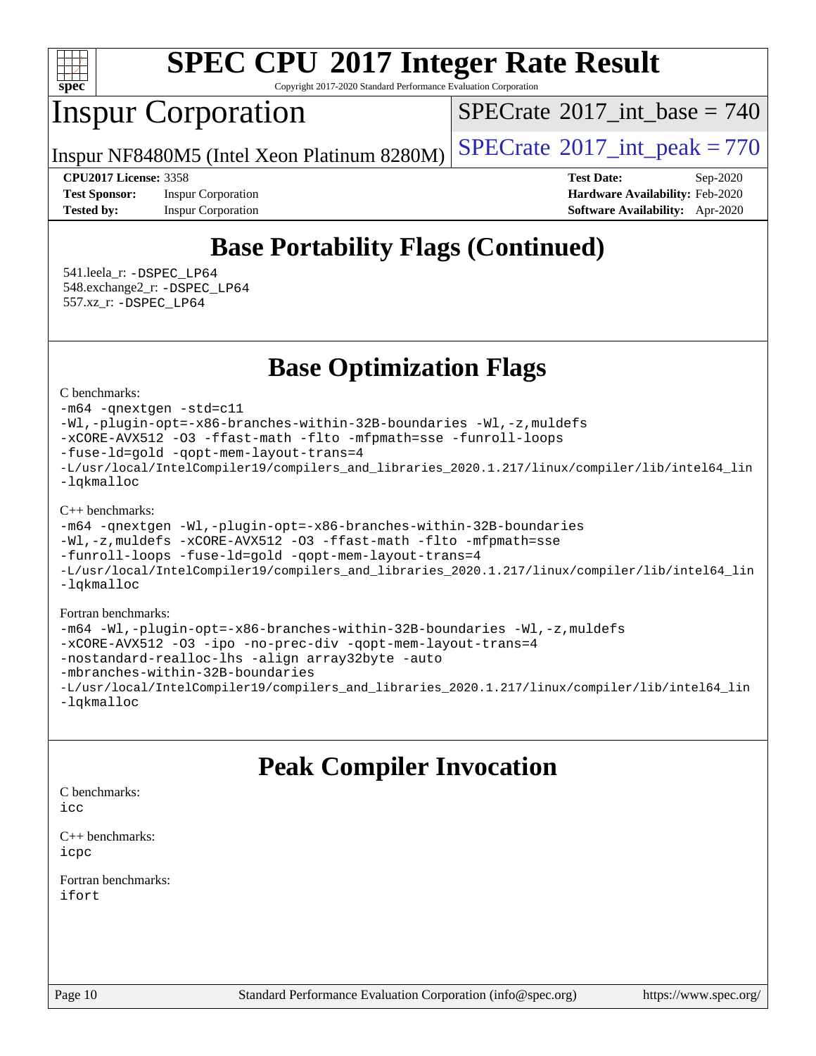# SPEC CPU 2017 Integer Rate Result

Copyright 2017-2020 Standard Performance Evaluation Corporation

## Inspur Corporation

Inspur NF8480M5 (Intel Xeon Platinum 8280M)

SPECrate 2017_int_base = 740

SPECrate 2017_int_peak = 770

**CPU2017 License:** 3358
**Test Sponsor:** Inspur Corporation
**Tested by:** Inspur Corporation

**Test Date:** Sep-2020
**Hardware Availability:** Feb-2020
**Software Availability:** Apr-2020

## Base Portability Flags (Continued)

541.leela_r: -DSPEC_LP64
548.exchange2_r: -DSPEC_LP64
557.xz_r: -DSPEC_LP64

## Base Optimization Flags

C benchmarks:

```
-m64 -qnextgen -std=c11
-Wl,-plugin-opt=-x86-branches-within-32B-boundaries -Wl,-z,muldefs
-xCORE-AVX512 -O3 -ffast-math -flto -mfpmath=sse -funroll-loops
-fuse-ld=gold -qopt-mem-layout-trans=4
-L/usr/local/IntelCompiler19/compilers_and_libraries_2020.1.217/linux/compiler/lib/intel64_lin
-lqkmalloc
```

C++ benchmarks:

```
-m64 -qnextgen -Wl,-plugin-opt=-x86-branches-within-32B-boundaries
-Wl,-z,muldefs -xCORE-AVX512 -O3 -ffast-math -flto -mfpmath=sse
-funroll-loops -fuse-ld=gold -qopt-mem-layout-trans=4
-L/usr/local/IntelCompiler19/compilers_and_libraries_2020.1.217/linux/compiler/lib/intel64_lin
-lqkmalloc
```

Fortran benchmarks:

```
-m64 -Wl,-plugin-opt=-x86-branches-within-32B-boundaries -Wl,-z,muldefs
-xCORE-AVX512 -O3 -ipo -no-prec-div -qopt-mem-layout-trans=4
-nostandard-realloc-lhs -align array32byte -auto
-mbranches-within-32B-boundaries
-L/usr/local/IntelCompiler19/compilers_and_libraries_2020.1.217/linux/compiler/lib/intel64_lin
-lqkmalloc
```

## Peak Compiler Invocation

C benchmarks:
icc

C++ benchmarks:
icpc

Fortran benchmarks:
ifort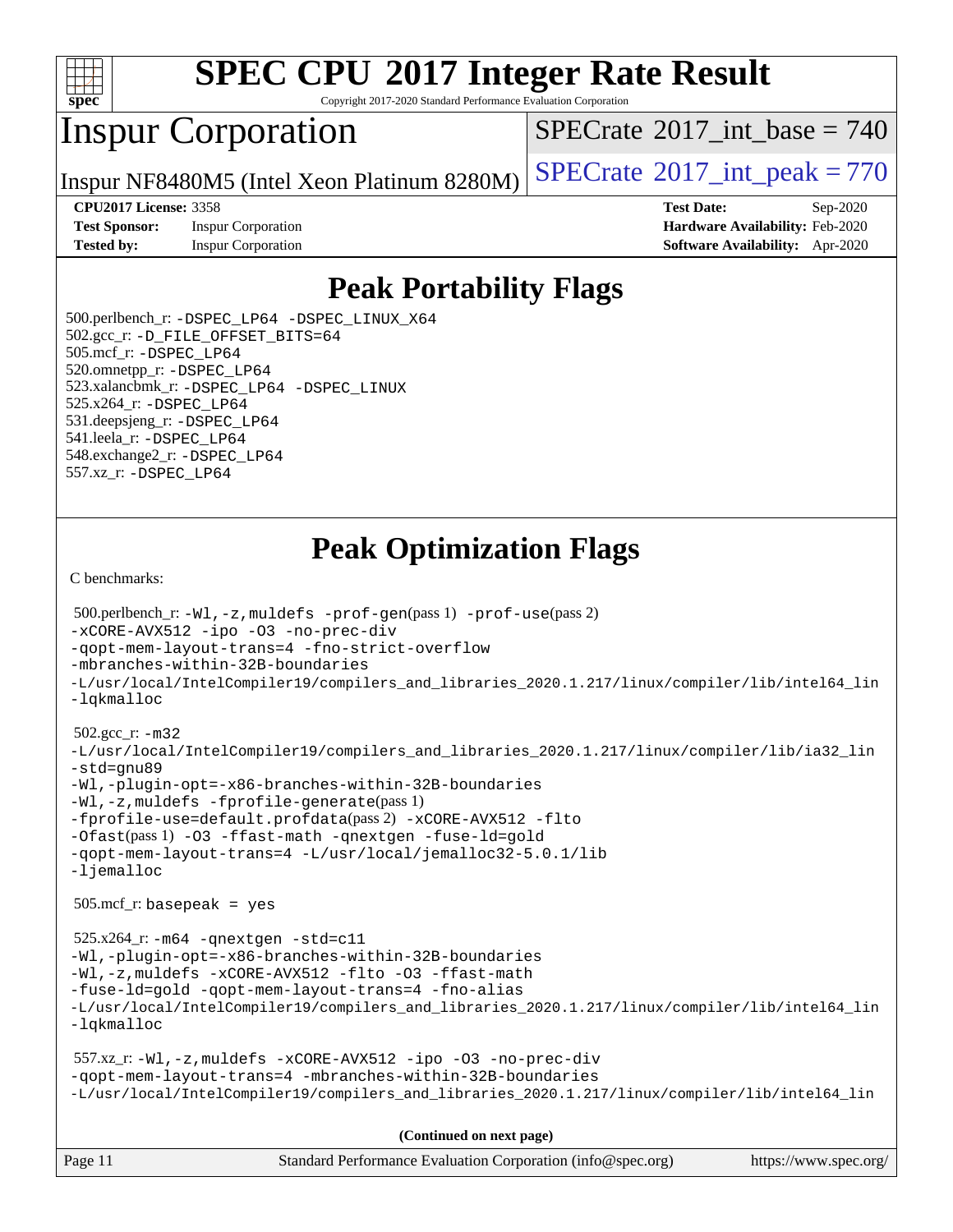# SPEC CPU 2017 Integer Rate Result

Copyright 2017-2020 Standard Performance Evaluation Corporation

## Inspur Corporation

Inspur NF8480M5 (Intel Xeon Platinum 8280M)

SPECrate 2017_int_base = 740

SPECrate 2017_int_peak = 770

**CPU2017 License:** 3358
**Test Sponsor:** Inspur Corporation
**Tested by:** Inspur Corporation

**Test Date:** Sep-2020
**Hardware Availability:** Feb-2020
**Software Availability:** Apr-2020

## Peak Portability Flags

500.perlbench_r: -DSPEC_LP64 -DSPEC_LINUX_X64
502.gcc_r: -D_FILE_OFFSET_BITS=64
505.mcf_r: -DSPEC_LP64
520.omnetpp_r: -DSPEC_LP64
523.xalancbmk_r: -DSPEC_LP64 -DSPEC_LINUX
525.x264_r: -DSPEC_LP64
531.deepsjeng_r: -DSPEC_LP64
541.leela_r: -DSPEC_LP64
548.exchange2_r: -DSPEC_LP64
557.xz_r: -DSPEC_LP64

## Peak Optimization Flags

C benchmarks:

500.perlbench_r: -Wl,-z,muldefs -prof-gen(pass 1) -prof-use(pass 2)
-xCORE-AVX512 -ipo -O3 -no-prec-div
-qopt-mem-layout-trans=4 -fno-strict-overflow
-mbranches-within-32B-boundaries
-L/usr/local/IntelCompiler19/compilers_and_libraries_2020.1.217/linux/compiler/lib/intel64_lin
-lqkmalloc

502.gcc_r: -m32
-L/usr/local/IntelCompiler19/compilers_and_libraries_2020.1.217/linux/compiler/lib/ia32_lin
-std=gnu89
-Wl,-plugin-opt=-x86-branches-within-32B-boundaries
-Wl,-z,muldefs -fprofile-generate(pass 1)
-fprofile-use=default.profdata(pass 2) -xCORE-AVX512 -flto
-Ofast(pass 1) -O3 -ffast-math -qnextgen -fuse-ld=gold
-qopt-mem-layout-trans=4 -L/usr/local/jemalloc32-5.0.1/lib
-ljemalloc

505.mcf_r: basepeak = yes

525.x264_r: -m64 -qnextgen -std=c11
-Wl,-plugin-opt=-x86-branches-within-32B-boundaries
-Wl,-z,muldefs -xCORE-AVX512 -flto -O3 -ffast-math
-fuse-ld=gold -qopt-mem-layout-trans=4 -fno-alias
-L/usr/local/IntelCompiler19/compilers_and_libraries_2020.1.217/linux/compiler/lib/intel64_lin
-lqkmalloc

557.xz_r: -Wl,-z,muldefs -xCORE-AVX512 -ipo -O3 -no-prec-div
-qopt-mem-layout-trans=4 -mbranches-within-32B-boundaries
-L/usr/local/IntelCompiler19/compilers_and_libraries_2020.1.217/linux/compiler/lib/intel64_lin

(Continued on next page)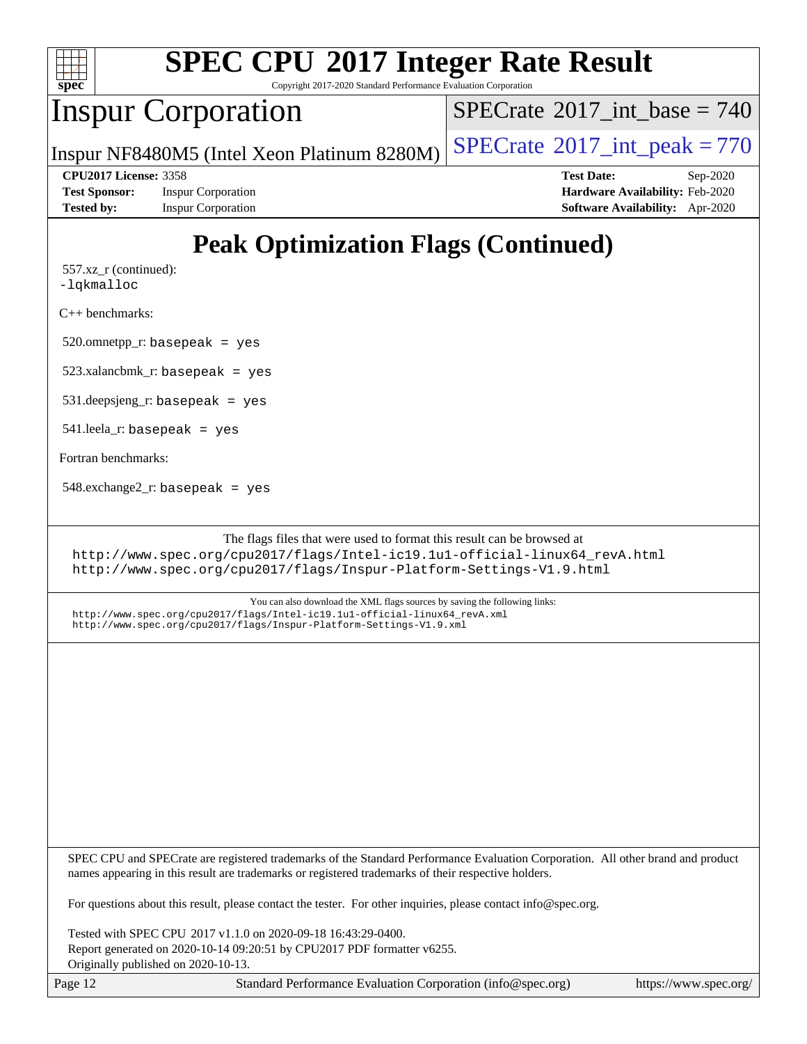# Peak Optimization Flags (Continued)

557.xz_r (continued):
-lqkmalloc

C++ benchmarks:

520.omnetpp_r: basepeak = yes

523.xalancbmk_r: basepeak = yes

531.deepsjeng_r: basepeak = yes

541.leela_r: basepeak = yes

Fortran benchmarks:

548.exchange2_r: basepeak = yes

The flags files that were used to format this result can be browsed at
http://www.spec.org/cpu2017/flags/Intel-ic19.1u1-official-linux64_revA.html
http://www.spec.org/cpu2017/flags/Inspur-Platform-Settings-V1.9.html

You can also download the XML flags sources by saving the following links:
http://www.spec.org/cpu2017/flags/Intel-ic19.1u1-official-linux64_revA.xml
http://www.spec.org/cpu2017/flags/Inspur-Platform-Settings-V1.9.xml

SPEC CPU and SPECrate are registered trademarks of the Standard Performance Evaluation Corporation. All other brand and product names appearing in this result are trademarks or registered trademarks of their respective holders.

For questions about this result, please contact the tester. For other inquiries, please contact info@spec.org.

Tested with SPEC CPU 2017 v1.1.0 on 2020-09-18 16:43:29-0400.
Report generated on 2020-10-14 09:20:51 by CPU2017 PDF formatter v6255.
Originally published on 2020-10-13.